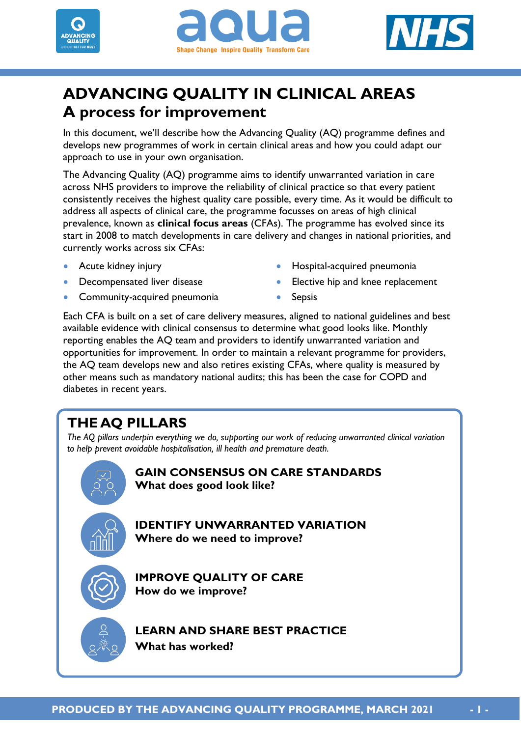# ADVANCING QUALITY IN CLINICAL AREAS
## A process for improvement

In this document, we'll describe how the Advancing Quality (AQ) programme defines and develops new programmes of work in certain clinical areas and how you could adapt our approach to use in your own organisation.

The Advancing Quality (AQ) programme aims to identify unwarranted variation in care across NHS providers to improve the reliability of clinical practice so that every patient consistently receives the highest quality care possible, every time. As it would be difficult to address all aspects of clinical care, the programme focusses on areas of high clinical prevalence, known as **clinical focus areas** (CFAs). The programme has evolved since its start in 2008 to match developments in care delivery and changes in national priorities, and currently works across six CFAs:

- Acute kidney injury
- Decompensated liver disease
- Community-acquired pneumonia
- Hospital-acquired pneumonia
- Elective hip and knee replacement
- Sepsis

Each CFA is built on a set of care delivery measures, aligned to national guidelines and best available evidence with clinical consensus to determine what good looks like. Monthly reporting enables the AQ team and providers to identify unwarranted variation and opportunities for improvement. In order to maintain a relevant programme for providers, the AQ team develops new and also retires existing CFAs, where quality is measured by other means such as mandatory national audits; this has been the case for COPD and diabetes in recent years.

## THE AQ PILLARS

*The AQ pillars underpin everything we do, supporting our work of reducing unwarranted clinical variation to help prevent avoidable hospitalisation, ill health and premature death.*

**GAIN CONSENSUS ON CARE STANDARDS**
**What does good look like?**

**IDENTIFY UNWARRANTED VARIATION**
**Where do we need to improve?**

**IMPROVE QUALITY OF CARE**
**How do we improve?**

**LEARN AND SHARE BEST PRACTICE**
**What has worked?**

PRODUCED BY THE ADVANCING QUALITY PROGRAMME, MARCH 2021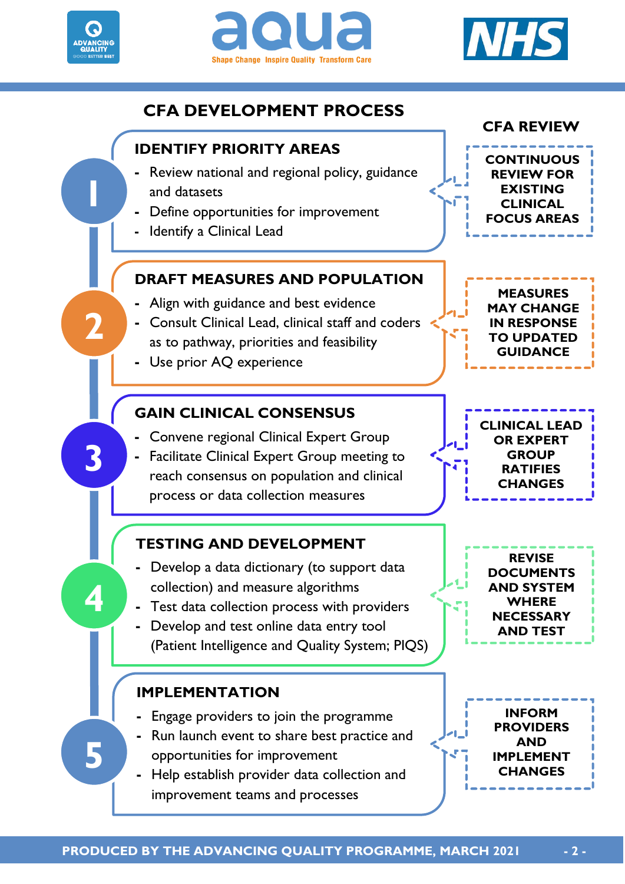## CFA DEVELOPMENT PROCESS

### 1. IDENTIFY PRIORITY AREAS

- Review national and regional policy, guidance and datasets
- Define opportunities for improvement
- Identify a Clinical Lead

### 2. DRAFT MEASURES AND POPULATION

- Align with guidance and best evidence
- Consult Clinical Lead, clinical staff and coders as to pathway, priorities and feasibility
- Use prior AQ experience

### 3. GAIN CLINICAL CONSENSUS

- Convene regional Clinical Expert Group
- Facilitate Clinical Expert Group meeting to reach consensus on population and clinical process or data collection measures

### 4. TESTING AND DEVELOPMENT

- Develop a data dictionary (to support data collection) and measure algorithms
- Test data collection process with providers
- Develop and test online data entry tool (Patient Intelligence and Quality System; PIQS)

### 5. IMPLEMENTATION

- Engage providers to join the programme
- Run launch event to share best practice and opportunities for improvement
- Help establish provider data collection and improvement teams and processes

## CFA REVIEW

1. **CONTINUOUS REVIEW FOR EXISTING CLINICAL FOCUS AREAS**
2. **MEASURES MAY CHANGE IN RESPONSE TO UPDATED GUIDANCE**
3. **CLINICAL LEAD OR EXPERT GROUP RATIFIES CHANGES**
4. **REVISE DOCUMENTS AND SYSTEM WHERE NECESSARY AND TEST**
5. **INFORM PROVIDERS AND IMPLEMENT CHANGES**

PRODUCED BY THE ADVANCING QUALITY PROGRAMME, MARCH 2021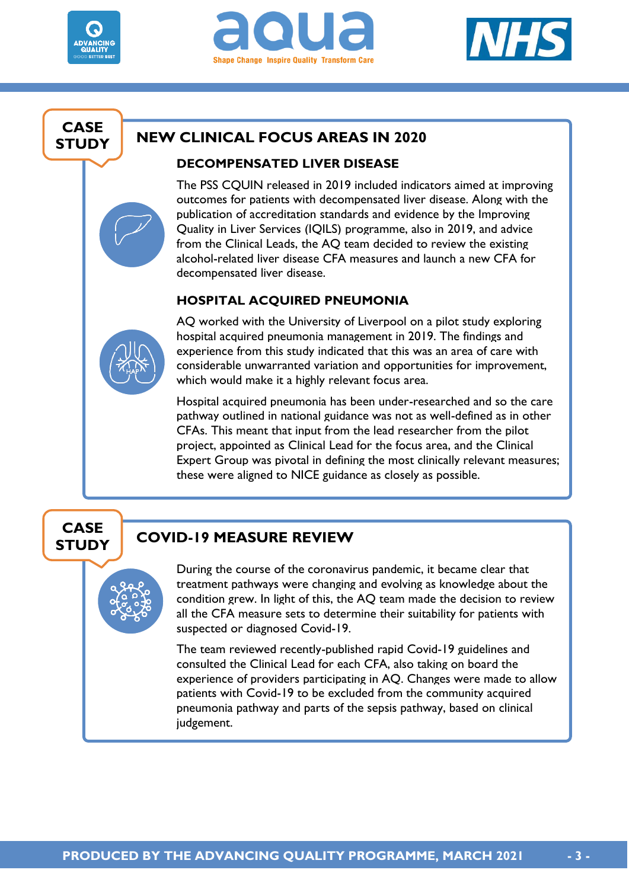CASE STUDY

## NEW CLINICAL FOCUS AREAS IN 2020

### DECOMPENSATED LIVER DISEASE

The PSS CQUIN released in 2019 included indicators aimed at improving outcomes for patients with decompensated liver disease. Along with the publication of accreditation standards and evidence by the Improving Quality in Liver Services (IQILS) programme, also in 2019, and advice from the Clinical Leads, the AQ team decided to review the existing alcohol-related liver disease CFA measures and launch a new CFA for decompensated liver disease.

### HOSPITAL ACQUIRED PNEUMONIA

AQ worked with the University of Liverpool on a pilot study exploring hospital acquired pneumonia management in 2019. The findings and experience from this study indicated that this was an area of care with considerable unwarranted variation and opportunities for improvement, which would make it a highly relevant focus area.

Hospital acquired pneumonia has been under-researched and so the care pathway outlined in national guidance was not as well-defined as in other CFAs. This meant that input from the lead researcher from the pilot project, appointed as Clinical Lead for the focus area, and the Clinical Expert Group was pivotal in defining the most clinically relevant measures; these were aligned to NICE guidance as closely as possible.

CASE STUDY

## COVID-19 MEASURE REVIEW

During the course of the coronavirus pandemic, it became clear that treatment pathways were changing and evolving as knowledge about the condition grew. In light of this, the AQ team made the decision to review all the CFA measure sets to determine their suitability for patients with suspected or diagnosed Covid-19.

The team reviewed recently-published rapid Covid-19 guidelines and consulted the Clinical Lead for each CFA, also taking on board the experience of providers participating in AQ. Changes were made to allow patients with Covid-19 to be excluded from the community acquired pneumonia pathway and parts of the sepsis pathway, based on clinical judgement.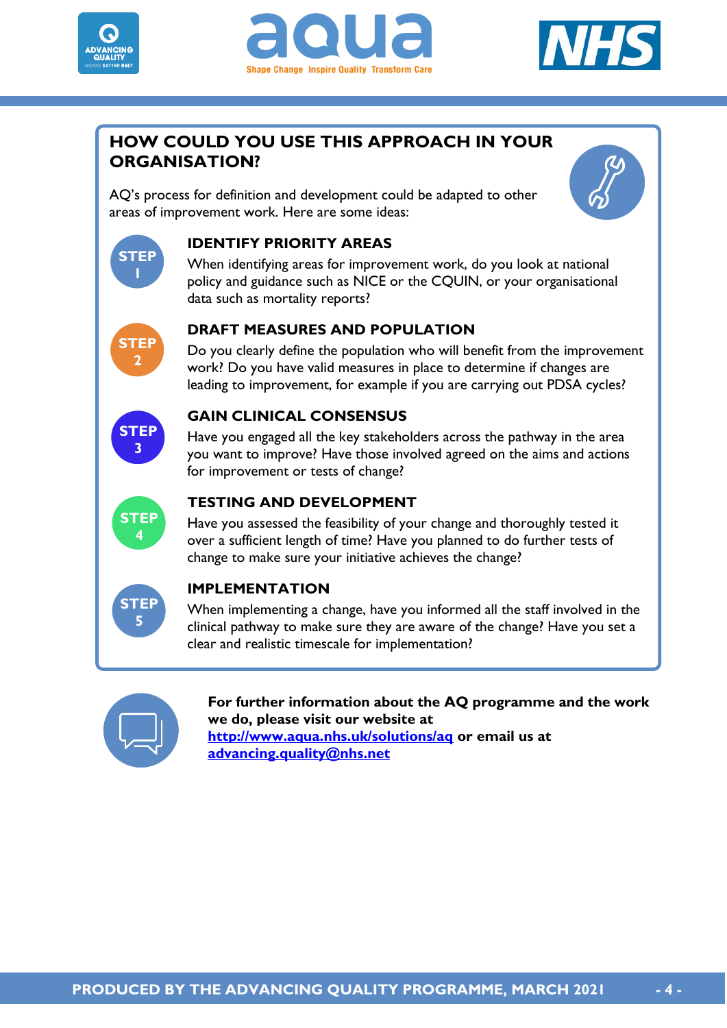## HOW COULD YOU USE THIS APPROACH IN YOUR ORGANISATION?

AQ's process for definition and development could be adapted to other areas of improvement work. Here are some ideas:

**STEP 1**

### IDENTIFY PRIORITY AREAS

When identifying areas for improvement work, do you look at national policy and guidance such as NICE or the CQUIN, or your organisational data such as mortality reports?

**STEP 2**

### DRAFT MEASURES AND POPULATION

Do you clearly define the population who will benefit from the improvement work? Do you have valid measures in place to determine if changes are leading to improvement, for example if you are carrying out PDSA cycles?

**STEP 3**

### GAIN CLINICAL CONSENSUS

Have you engaged all the key stakeholders across the pathway in the area you want to improve? Have those involved agreed on the aims and actions for improvement or tests of change?

**STEP 4**

### TESTING AND DEVELOPMENT

Have you assessed the feasibility of your change and thoroughly tested it over a sufficient length of time? Have you planned to do further tests of change to make sure your initiative achieves the change?

**STEP 5**

### IMPLEMENTATION

When implementing a change, have you informed all the staff involved in the clinical pathway to make sure they are aware of the change? Have you set a clear and realistic timescale for implementation?

**For further information about the AQ programme and the work we do, please visit our website at [http://www.aqua.nhs.uk/solutions/aq](http://www.aqua.nhs.uk/solutions/aq) or email us at [advancing.quality@nhs.net](mailto:advancing.quality@nhs.net)**